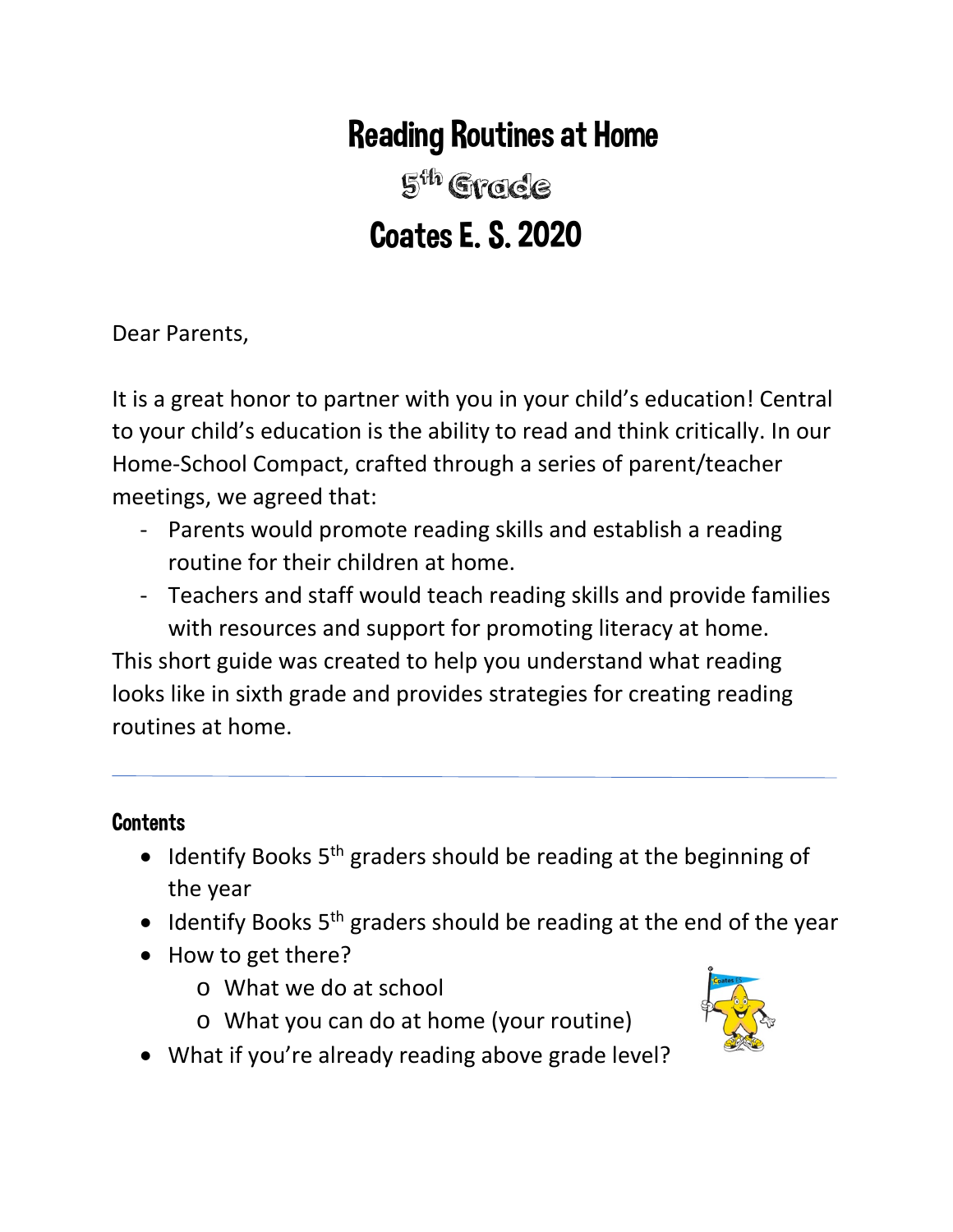# Reading Routines at Home

## 5th Grade

## Coates E. S. 2020

Dear Parents,

It is a great honor to partner with you in your child's education! Central to your child's education is the ability to read and think critically. In our Home-School Compact, crafted through a series of parent/teacher meetings, we agreed that:

- Parents would promote reading skills and establish a reading routine for their children at home.
- Teachers and staff would teach reading skills and provide families with resources and support for promoting literacy at home.

This short guide was created to help you understand what reading looks like in sixth grade and provides strategies for creating reading routines at home.

---

### Contents

- Identify Books 5th graders should be reading at the beginning of the year
- Identify Books 5th graders should be reading at the end of the year
- How to get there?
  - What we do at school
  - What you can do at home (your routine)
- What if you're already reading above grade level?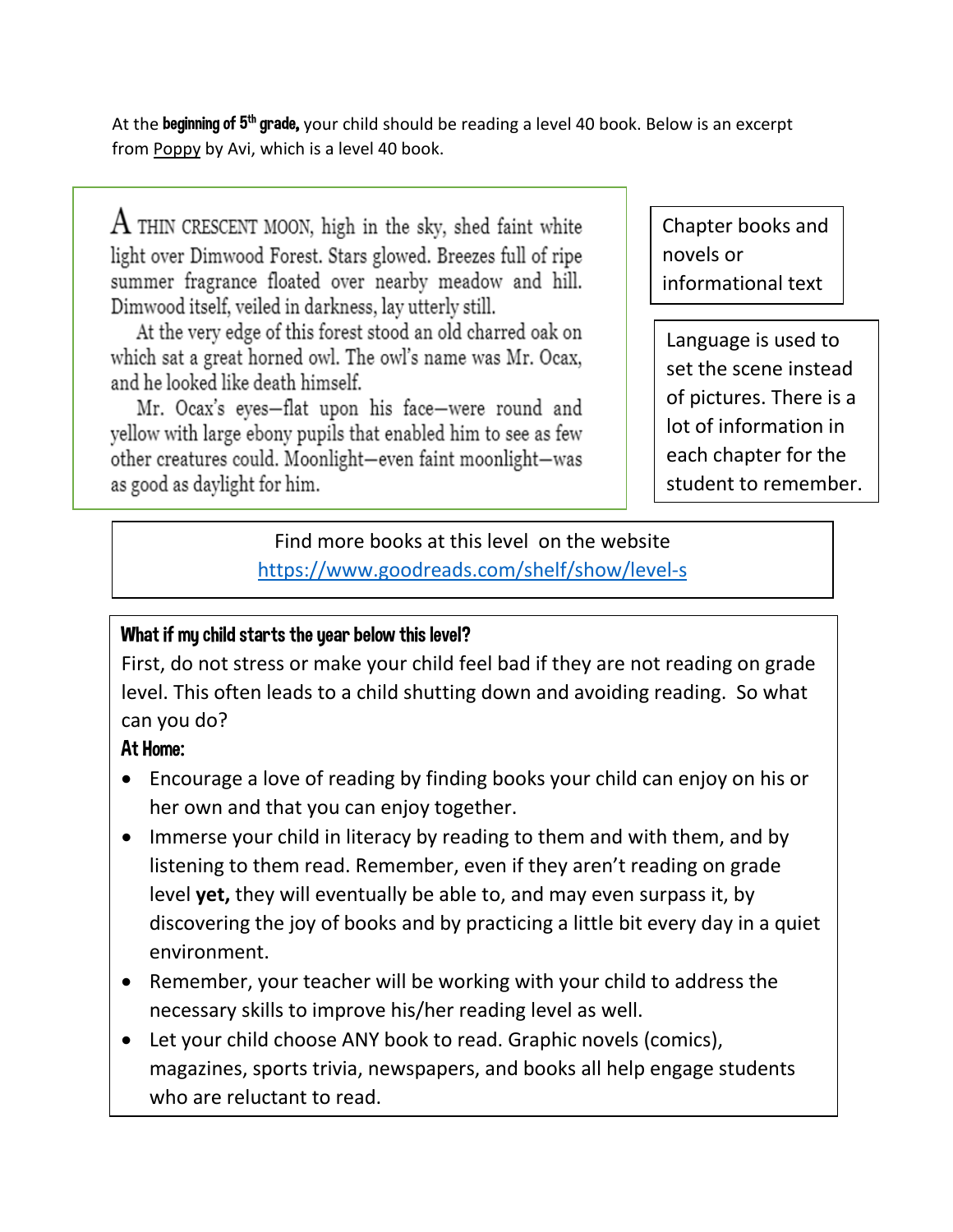At the **beginning of 5th grade,** your child should be reading a level 40 book. Below is an excerpt from Poppy by Avi, which is a level 40 book.

> A THIN CRESCENT MOON, high in the sky, shed faint white light over Dimwood Forest. Stars glowed. Breezes full of ripe summer fragrance floated over nearby meadow and hill. Dimwood itself, veiled in darkness, lay utterly still.
>
> At the very edge of this forest stood an old charred oak on which sat a great horned owl. The owl's name was Mr. Ocax, and he looked like death himself.
>
> Mr. Ocax's eyes—flat upon his face—were round and yellow with large ebony pupils that enabled him to see as few other creatures could. Moonlight—even faint moonlight—was as good as daylight for him.

Chapter books and novels or informational text

Language is used to set the scene instead of pictures. There is a lot of information in each chapter for the student to remember.

Find more books at this level on the website
https://www.goodreads.com/shelf/show/level-s

**What if my child starts the year below this level?**

First, do not stress or make your child feel bad if they are not reading on grade level. This often leads to a child shutting down and avoiding reading. So what can you do?

**At Home:**

- Encourage a love of reading by finding books your child can enjoy on his or her own and that you can enjoy together.
- Immerse your child in literacy by reading to them and with them, and by listening to them read. Remember, even if they aren't reading on grade level **yet,** they will eventually be able to, and may even surpass it, by discovering the joy of books and by practicing a little bit every day in a quiet environment.
- Remember, your teacher will be working with your child to address the necessary skills to improve his/her reading level as well.
- Let your child choose ANY book to read. Graphic novels (comics), magazines, sports trivia, newspapers, and books all help engage students who are reluctant to read.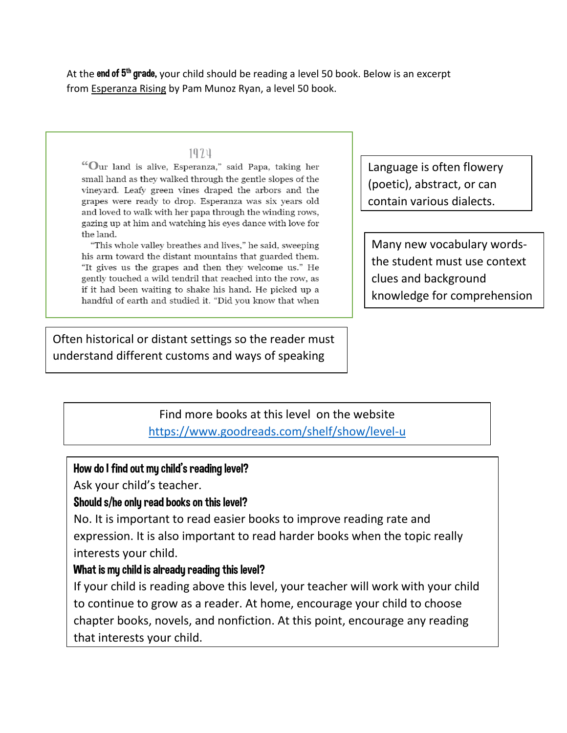At the **end of 5th grade,** your child should be reading a level 50 book. Below is an excerpt from Esperanza Rising by Pam Munoz Ryan, a level 50 book.

> 1924
>
> "Our land is alive, Esperanza," said Papa, taking her small hand as they walked through the gentle slopes of the vineyard. Leafy green vines draped the arbors and the grapes were ready to drop. Esperanza was six years old and loved to walk with her papa through the winding rows, gazing up at him and watching his eyes dance with love for the land.
>
> "This whole valley breathes and lives," he said, sweeping his arm toward the distant mountains that guarded them. "It gives us the grapes and then they welcome us." He gently touched a wild tendril that reached into the row, as if it had been waiting to shake his hand. He picked up a handful of earth and studied it. "Did you know that when

Language is often flowery (poetic), abstract, or can contain various dialects.

Many new vocabulary words- the student must use context clues and background knowledge for comprehension

Often historical or distant settings so the reader must understand different customs and ways of speaking

Find more books at this level on the website https://www.goodreads.com/shelf/show/level-u

**How do I find out my child's reading level?**

Ask your child's teacher.

**Should s/he only read books on this level?**

No. It is important to read easier books to improve reading rate and expression. It is also important to read harder books when the topic really interests your child.

**What is my child is already reading this level?**

If your child is reading above this level, your teacher will work with your child to continue to grow as a reader. At home, encourage your child to choose chapter books, novels, and nonfiction. At this point, encourage any reading that interests your child.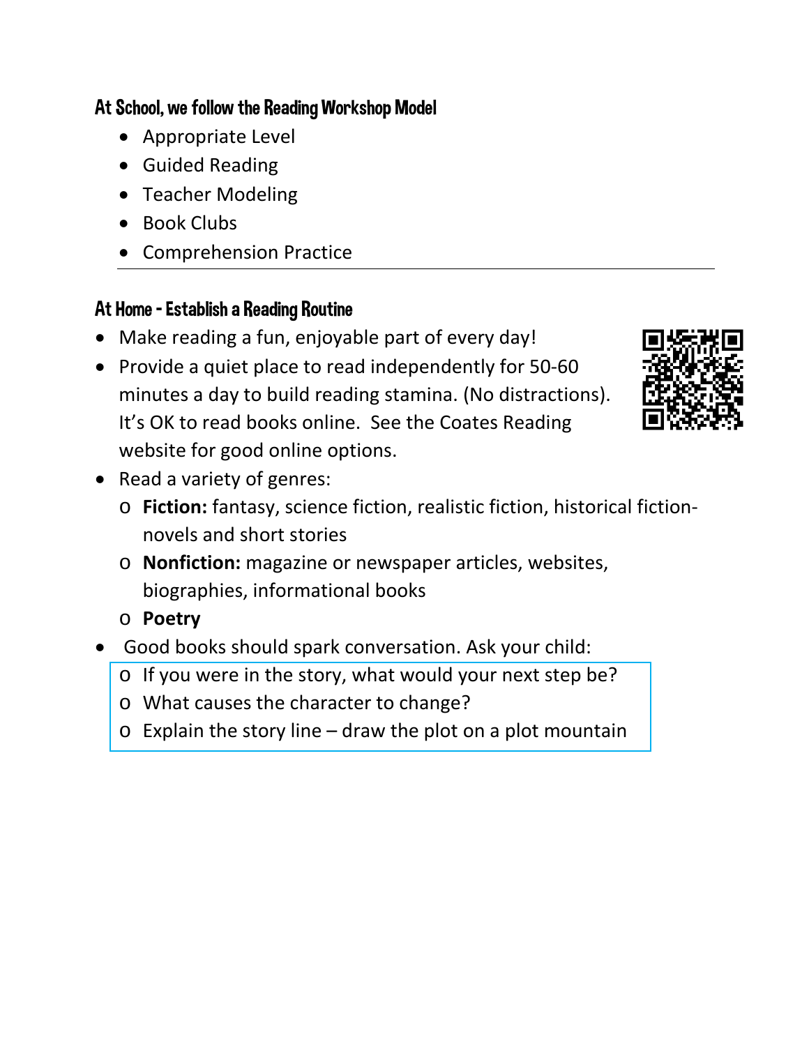### At School, we follow the Reading Workshop Model

- Appropriate Level
- Guided Reading
- Teacher Modeling
- Book Clubs
- Comprehension Practice

---

### At Home - Establish a Reading Routine

- Make reading a fun, enjoyable part of every day!
- Provide a quiet place to read independently for 50-60 minutes a day to build reading stamina. (No distractions). It's OK to read books online. See the Coates Reading website for good online options.
- Read a variety of genres:
  - **Fiction:** fantasy, science fiction, realistic fiction, historical fiction-novels and short stories
  - **Nonfiction:** magazine or newspaper articles, websites, biographies, informational books
  - **Poetry**
- Good books should spark conversation. Ask your child:
  - If you were in the story, what would your next step be?
  - What causes the character to change?
  - Explain the story line – draw the plot on a plot mountain